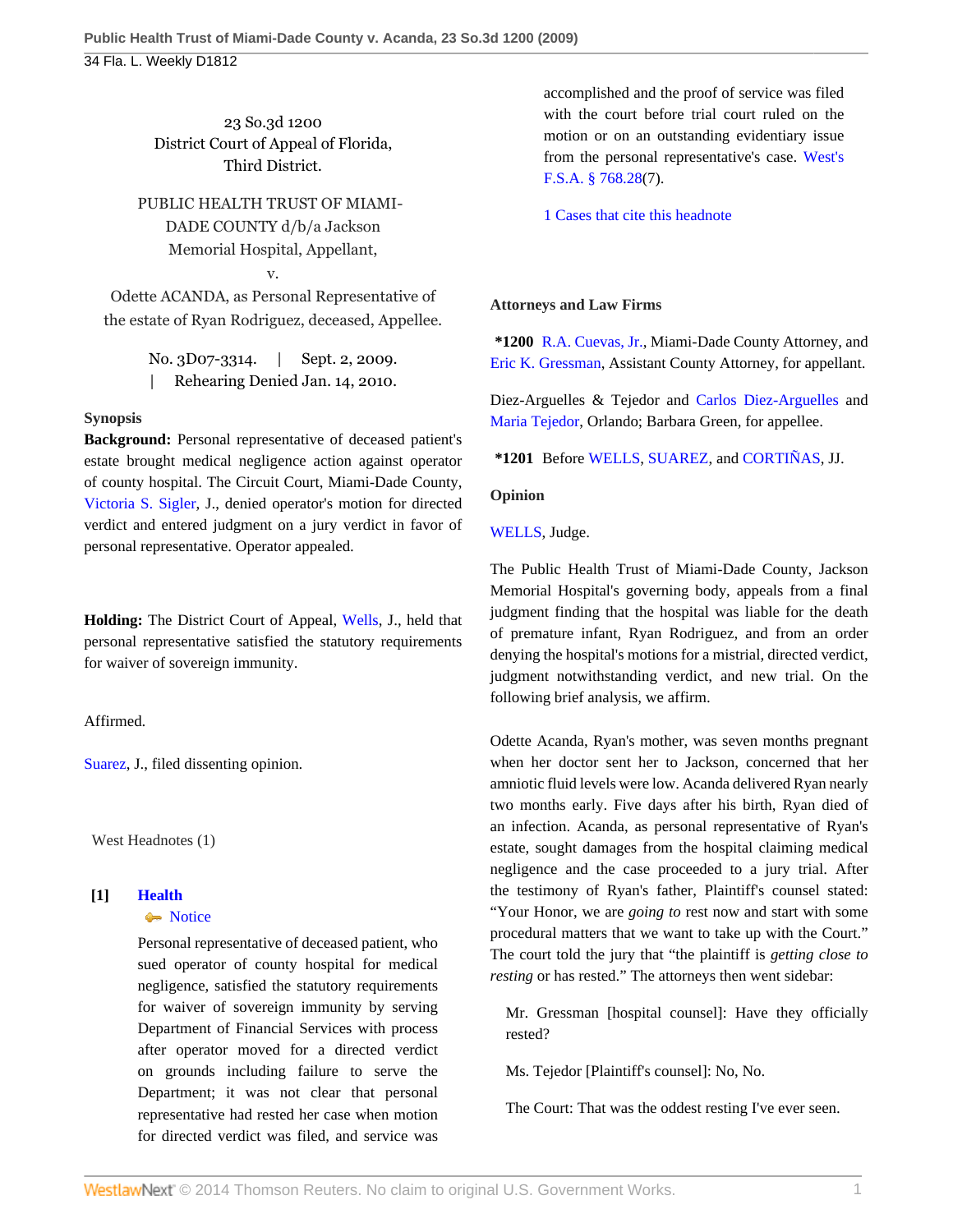23 So.3d 1200
District Court of Appeal of Florida,
Third District.

PUBLIC HEALTH TRUST OF MIAMI-DADE COUNTY d/b/a Jackson Memorial Hospital, Appellant,
v.
Odette ACANDA, as Personal Representative of the estate of Ryan Rodriguez, deceased, Appellee.

No. 3D07-3314. | Sept. 2, 2009. | Rehearing Denied Jan. 14, 2010.

**Synopsis**

**Background:** Personal representative of deceased patient's estate brought medical negligence action against operator of county hospital. The Circuit Court, Miami-Dade County, Victoria S. Sigler, J., denied operator's motion for directed verdict and entered judgment on a jury verdict in favor of personal representative. Operator appealed.

**Holding:** The District Court of Appeal, Wells, J., held that personal representative satisfied the statutory requirements for waiver of sovereign immunity.

Affirmed.

Suarez, J., filed dissenting opinion.

West Headnotes (1)

**[1]** **Health**
Notice

Personal representative of deceased patient, who sued operator of county hospital for medical negligence, satisfied the statutory requirements for waiver of sovereign immunity by serving Department of Financial Services with process after operator moved for a directed verdict on grounds including failure to serve the Department; it was not clear that personal representative had rested her case when motion for directed verdict was filed, and service was accomplished and the proof of service was filed with the court before trial court ruled on the motion or on an outstanding evidentiary issue from the personal representative's case. West's F.S.A. § 768.28(7).

1 Cases that cite this headnote

**Attorneys and Law Firms**

**\*1200** R.A. Cuevas, Jr., Miami-Dade County Attorney, and Eric K. Gressman, Assistant County Attorney, for appellant.

Diez-Arguelles & Tejedor and Carlos Diez-Arguelles and Maria Tejedor, Orlando; Barbara Green, for appellee.

**\*1201** Before WELLS, SUAREZ, and CORTIÑAS, JJ.

**Opinion**

WELLS, Judge.

The Public Health Trust of Miami-Dade County, Jackson Memorial Hospital's governing body, appeals from a final judgment finding that the hospital was liable for the death of premature infant, Ryan Rodriguez, and from an order denying the hospital's motions for a mistrial, directed verdict, judgment notwithstanding verdict, and new trial. On the following brief analysis, we affirm.

Odette Acanda, Ryan's mother, was seven months pregnant when her doctor sent her to Jackson, concerned that her amniotic fluid levels were low. Acanda delivered Ryan nearly two months early. Five days after his birth, Ryan died of an infection. Acanda, as personal representative of Ryan's estate, sought damages from the hospital claiming medical negligence and the case proceeded to a jury trial. After the testimony of Ryan's father, Plaintiff's counsel stated: "Your Honor, we are *going to* rest now and start with some procedural matters that we want to take up with the Court." The court told the jury that "the plaintiff is *getting close to resting* or has rested." The attorneys then went sidebar:

> Mr. Gressman [hospital counsel]: Have they officially rested?
>
> Ms. Tejedor [Plaintiff's counsel]: No, No.
>
> The Court: That was the oddest resting I've ever seen.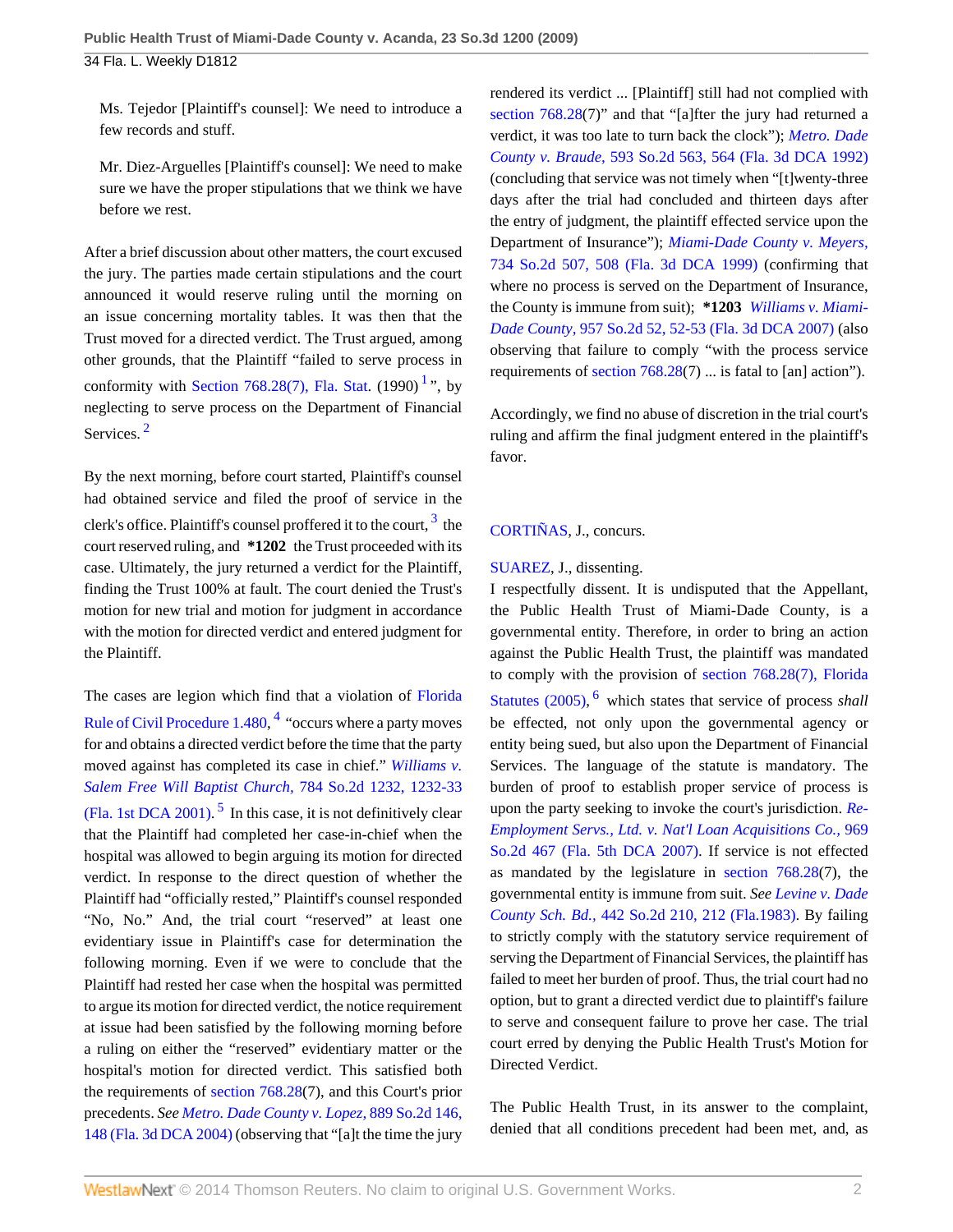Ms. Tejedor [Plaintiff's counsel]: We need to introduce a few records and stuff.

Mr. Diez-Arguelles [Plaintiff's counsel]: We need to make sure we have the proper stipulations that we think we have before we rest.

After a brief discussion about other matters, the court excused the jury. The parties made certain stipulations and the court announced it would reserve ruling until the morning on an issue concerning mortality tables. It was then that the Trust moved for a directed verdict. The Trust argued, among other grounds, that the Plaintiff "failed to serve process in conformity with Section 768.28(7), Fla. Stat. (1990) [1]", by neglecting to serve process on the Department of Financial Services. [2]

By the next morning, before court started, Plaintiff's counsel had obtained service and filed the proof of service in the clerk's office. Plaintiff's counsel proffered it to the court, [3] the court reserved ruling, and **\*1202** the Trust proceeded with its case. Ultimately, the jury returned a verdict for the Plaintiff, finding the Trust 100% at fault. The court denied the Trust's motion for new trial and motion for judgment in accordance with the motion for directed verdict and entered judgment for the Plaintiff.

The cases are legion which find that a violation of Florida Rule of Civil Procedure 1.480, [4] "occurs where a party moves for and obtains a directed verdict before the time that the party moved against has completed its case in chief." *Williams v. Salem Free Will Baptist Church,* 784 So.2d 1232, 1232-33 (Fla. 1st DCA 2001). [5] In this case, it is not definitively clear that the Plaintiff had completed her case-in-chief when the hospital was allowed to begin arguing its motion for directed verdict. In response to the direct question of whether the Plaintiff had "officially rested," Plaintiff's counsel responded "No, No." And, the trial court "reserved" at least one evidentiary issue in Plaintiff's case for determination the following morning. Even if we were to conclude that the Plaintiff had rested her case when the hospital was permitted to argue its motion for directed verdict, the notice requirement at issue had been satisfied by the following morning before a ruling on either the "reserved" evidentiary matter or the hospital's motion for directed verdict. This satisfied both the requirements of section 768.28(7), and this Court's prior precedents. *See Metro. Dade County v. Lopez,* 889 So.2d 146, 148 (Fla. 3d DCA 2004) (observing that "[a]t the time the jury rendered its verdict ... [Plaintiff] still had not complied with section 768.28(7)" and that "[a]fter the jury had returned a verdict, it was too late to turn back the clock"); *Metro. Dade County v. Braude,* 593 So.2d 563, 564 (Fla. 3d DCA 1992) (concluding that service was not timely when "[t]wenty-three days after the trial had concluded and thirteen days after the entry of judgment, the plaintiff effected service upon the Department of Insurance"); *Miami-Dade County v. Meyers,* 734 So.2d 507, 508 (Fla. 3d DCA 1999) (confirming that where no process is served on the Department of Insurance, the County is immune from suit); **\*1203** *Williams v. Miami-Dade County,* 957 So.2d 52, 52-53 (Fla. 3d DCA 2007) (also observing that failure to comply "with the process service requirements of section 768.28(7) ... is fatal to [an] action").

Accordingly, we find no abuse of discretion in the trial court's ruling and affirm the final judgment entered in the plaintiff's favor.

CORTIÑAS, J., concurs.

SUAREZ, J., dissenting.

I respectfully dissent. It is undisputed that the Appellant, the Public Health Trust of Miami-Dade County, is a governmental entity. Therefore, in order to bring an action against the Public Health Trust, the plaintiff was mandated to comply with the provision of section 768.28(7), Florida Statutes (2005), [6] which states that service of process *shall* be effected, not only upon the governmental agency or entity being sued, but also upon the Department of Financial Services. The language of the statute is mandatory. The burden of proof to establish proper service of process is upon the party seeking to invoke the court's jurisdiction. *Re-Employment Servs., Ltd. v. Nat'l Loan Acquisitions Co.,* 969 So.2d 467 (Fla. 5th DCA 2007). If service is not effected as mandated by the legislature in section 768.28(7), the governmental entity is immune from suit. *See Levine v. Dade County Sch. Bd.,* 442 So.2d 210, 212 (Fla.1983). By failing to strictly comply with the statutory service requirement of serving the Department of Financial Services, the plaintiff has failed to meet her burden of proof. Thus, the trial court had no option, but to grant a directed verdict due to plaintiff's failure to serve and consequent failure to prove her case. The trial court erred by denying the Public Health Trust's Motion for Directed Verdict.

The Public Health Trust, in its answer to the complaint, denied that all conditions precedent had been met, and, as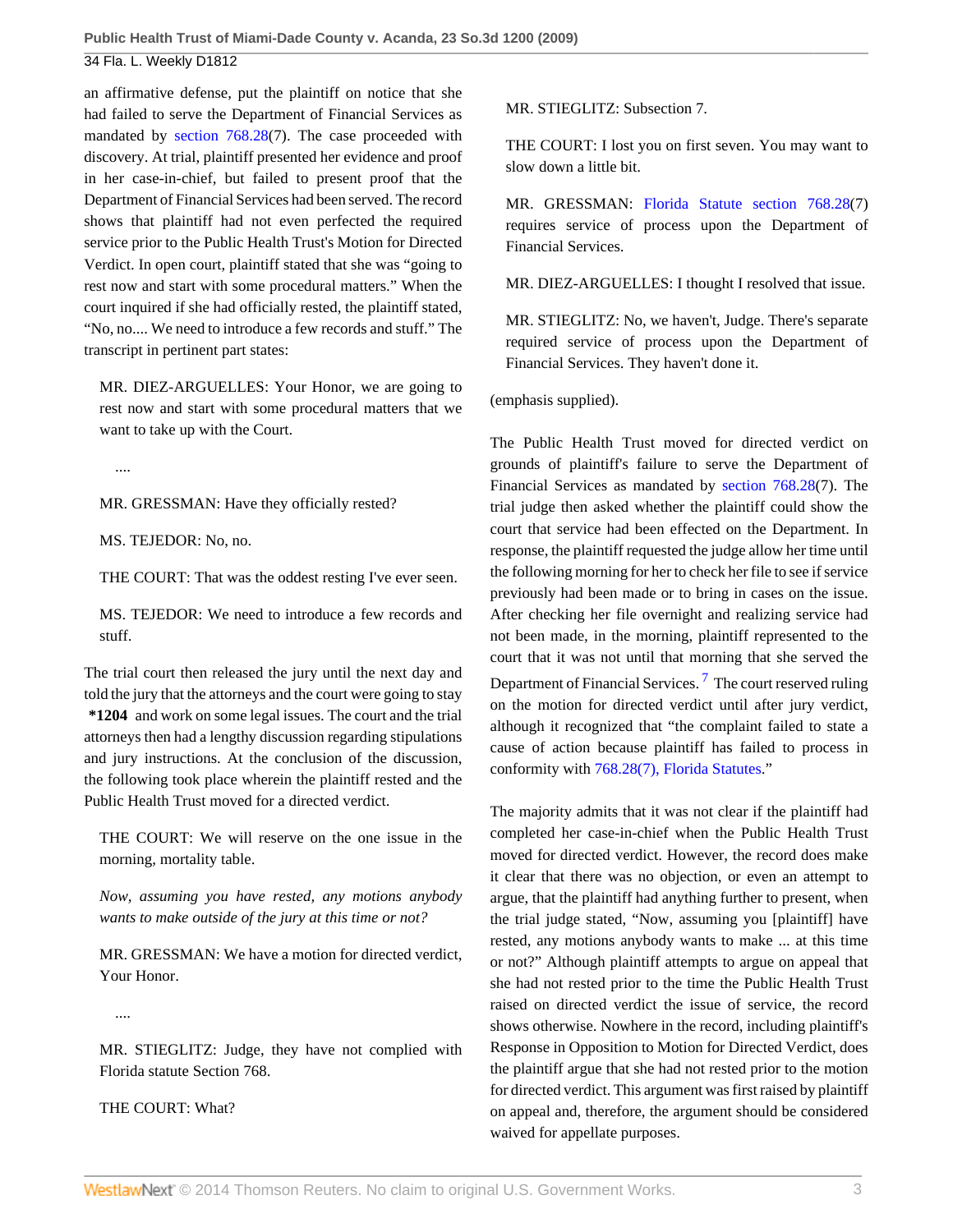an affirmative defense, put the plaintiff on notice that she had failed to serve the Department of Financial Services as mandated by section 768.28(7). The case proceeded with discovery. At trial, plaintiff presented her evidence and proof in her case-in-chief, but failed to present proof that the Department of Financial Services had been served. The record shows that plaintiff had not even perfected the required service prior to the Public Health Trust's Motion for Directed Verdict. In open court, plaintiff stated that she was "going to rest now and start with some procedural matters." When the court inquired if she had officially rested, the plaintiff stated, "No, no.... We need to introduce a few records and stuff." The transcript in pertinent part states:

> MR. DIEZ-ARGUELLES: Your Honor, we are going to rest now and start with some procedural matters that we want to take up with the Court.
>
> ....
>
> MR. GRESSMAN: Have they officially rested?
>
> MS. TEJEDOR: No, no.
>
> THE COURT: That was the oddest resting I've ever seen.
>
> MS. TEJEDOR: We need to introduce a few records and stuff.

The trial court then released the jury until the next day and told the jury that the attorneys and the court were going to stay **\*1204** and work on some legal issues. The court and the trial attorneys then had a lengthy discussion regarding stipulations and jury instructions. At the conclusion of the discussion, the following took place wherein the plaintiff rested and the Public Health Trust moved for a directed verdict.

> THE COURT: We will reserve on the one issue in the morning, mortality table.
>
> *Now, assuming you have rested, any motions anybody wants to make outside of the jury at this time or not?*
>
> MR. GRESSMAN: We have a motion for directed verdict, Your Honor.
>
> ....
>
> MR. STIEGLITZ: Judge, they have not complied with Florida statute Section 768.
>
> THE COURT: What?
>
> MR. STIEGLITZ: Subsection 7.
>
> THE COURT: I lost you on first seven. You may want to slow down a little bit.
>
> MR. GRESSMAN: Florida Statute section 768.28(7) requires service of process upon the Department of Financial Services.
>
> MR. DIEZ-ARGUELLES: I thought I resolved that issue.
>
> MR. STIEGLITZ: No, we haven't, Judge. There's separate required service of process upon the Department of Financial Services. They haven't done it.

(emphasis supplied).

The Public Health Trust moved for directed verdict on grounds of plaintiff's failure to serve the Department of Financial Services as mandated by section 768.28(7). The trial judge then asked whether the plaintiff could show the court that service had been effected on the Department. In response, the plaintiff requested the judge allow her time until the following morning for her to check her file to see if service previously had been made or to bring in cases on the issue. After checking her file overnight and realizing service had not been made, in the morning, plaintiff represented to the court that it was not until that morning that she served the Department of Financial Services.[7] The court reserved ruling on the motion for directed verdict until after jury verdict, although it recognized that "the complaint failed to state a cause of action because plaintiff has failed to process in conformity with 768.28(7), Florida Statutes."

The majority admits that it was not clear if the plaintiff had completed her case-in-chief when the Public Health Trust moved for directed verdict. However, the record does make it clear that there was no objection, or even an attempt to argue, that the plaintiff had anything further to present, when the trial judge stated, "Now, assuming you [plaintiff] have rested, any motions anybody wants to make ... at this time or not?" Although plaintiff attempts to argue on appeal that she had not rested prior to the time the Public Health Trust raised on directed verdict the issue of service, the record shows otherwise. Nowhere in the record, including plaintiff's Response in Opposition to Motion for Directed Verdict, does the plaintiff argue that she had not rested prior to the motion for directed verdict. This argument was first raised by plaintiff on appeal and, therefore, the argument should be considered waived for appellate purposes.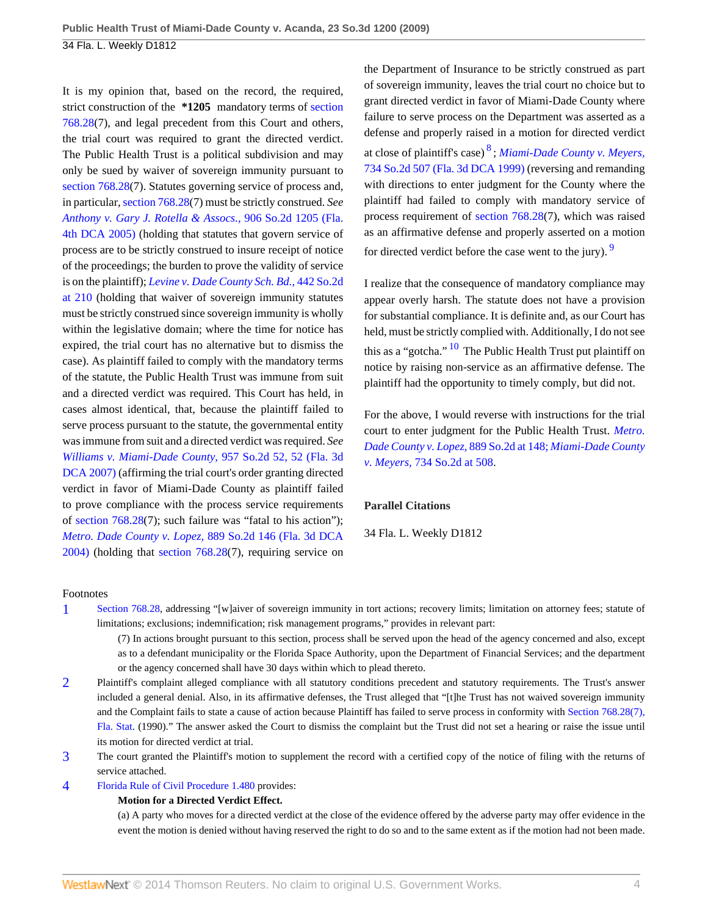It is my opinion that, based on the record, the required, strict construction of the **\*1205** mandatory terms of section 768.28(7), and legal precedent from this Court and others, the trial court was required to grant the directed verdict. The Public Health Trust is a political subdivision and may only be sued by waiver of sovereign immunity pursuant to section 768.28(7). Statutes governing service of process and, in particular, section 768.28(7) must be strictly construed. *See Anthony v. Gary J. Rotella & Assocs.,* 906 So.2d 1205 (Fla. 4th DCA 2005) (holding that statutes that govern service of process are to be strictly construed to insure receipt of notice of the proceedings; the burden to prove the validity of service is on the plaintiff); *Levine v. Dade County Sch. Bd.,* 442 So.2d at 210 (holding that waiver of sovereign immunity statutes must be strictly construed since sovereign immunity is wholly within the legislative domain; where the time for notice has expired, the trial court has no alternative but to dismiss the case). As plaintiff failed to comply with the mandatory terms of the statute, the Public Health Trust was immune from suit and a directed verdict was required. This Court has held, in cases almost identical, that, because the plaintiff failed to serve process pursuant to the statute, the governmental entity was immune from suit and a directed verdict was required. *See Williams v. Miami-Dade County,* 957 So.2d 52, 52 (Fla. 3d DCA 2007) (affirming the trial court's order granting directed verdict in favor of Miami-Dade County as plaintiff failed to prove compliance with the process service requirements of section 768.28(7); such failure was "fatal to his action"); *Metro. Dade County v. Lopez,* 889 So.2d 146 (Fla. 3d DCA 2004) (holding that section 768.28(7), requiring service on the Department of Insurance to be strictly construed as part of sovereign immunity, leaves the trial court no choice but to grant directed verdict in favor of Miami-Dade County where failure to serve process on the Department was asserted as a defense and properly raised in a motion for directed verdict at close of plaintiff's case)[8]; *Miami-Dade County v. Meyers,* 734 So.2d 507 (Fla. 3d DCA 1999) (reversing and remanding with directions to enter judgment for the County where the plaintiff had failed to comply with mandatory service of process requirement of section 768.28(7), which was raised as an affirmative defense and properly asserted on a motion for directed verdict before the case went to the jury).[9]

I realize that the consequence of mandatory compliance may appear overly harsh. The statute does not have a provision for substantial compliance. It is definite and, as our Court has held, must be strictly complied with. Additionally, I do not see this as a "gotcha."[10] The Public Health Trust put plaintiff on notice by raising non-service as an affirmative defense. The plaintiff had the opportunity to timely comply, but did not.

For the above, I would reverse with instructions for the trial court to enter judgment for the Public Health Trust. *Metro. Dade County v. Lopez,* 889 So.2d at 148; *Miami-Dade County v. Meyers,* 734 So.2d at 508.

**Parallel Citations**

34 Fla. L. Weekly D1812

Footnotes

1. Section 768.28, addressing "[w]aiver of sovereign immunity in tort actions; recovery limits; limitation on attorney fees; statute of limitations; exclusions; indemnification; risk management programs," provides in relevant part:

   (7) In actions brought pursuant to this section, process shall be served upon the head of the agency concerned and also, except as to a defendant municipality or the Florida Space Authority, upon the Department of Financial Services; and the department or the agency concerned shall have 30 days within which to plead thereto.

2. Plaintiff's complaint alleged compliance with all statutory conditions precedent and statutory requirements. The Trust's answer included a general denial. Also, in its affirmative defenses, the Trust alleged that "[t]he Trust has not waived sovereign immunity and the Complaint fails to state a cause of action because Plaintiff has failed to serve process in conformity with Section 768.28(7), Fla. Stat. (1990)." The answer asked the Court to dismiss the complaint but the Trust did not set a hearing or raise the issue until its motion for directed verdict at trial.

3. The court granted the Plaintiff's motion to supplement the record with a certified copy of the notice of filing with the returns of service attached.

4. Florida Rule of Civil Procedure 1.480 provides:

   **Motion for a Directed Verdict Effect.**

   (a) A party who moves for a directed verdict at the close of the evidence offered by the adverse party may offer evidence in the event the motion is denied without having reserved the right to do so and to the same extent as if the motion had not been made.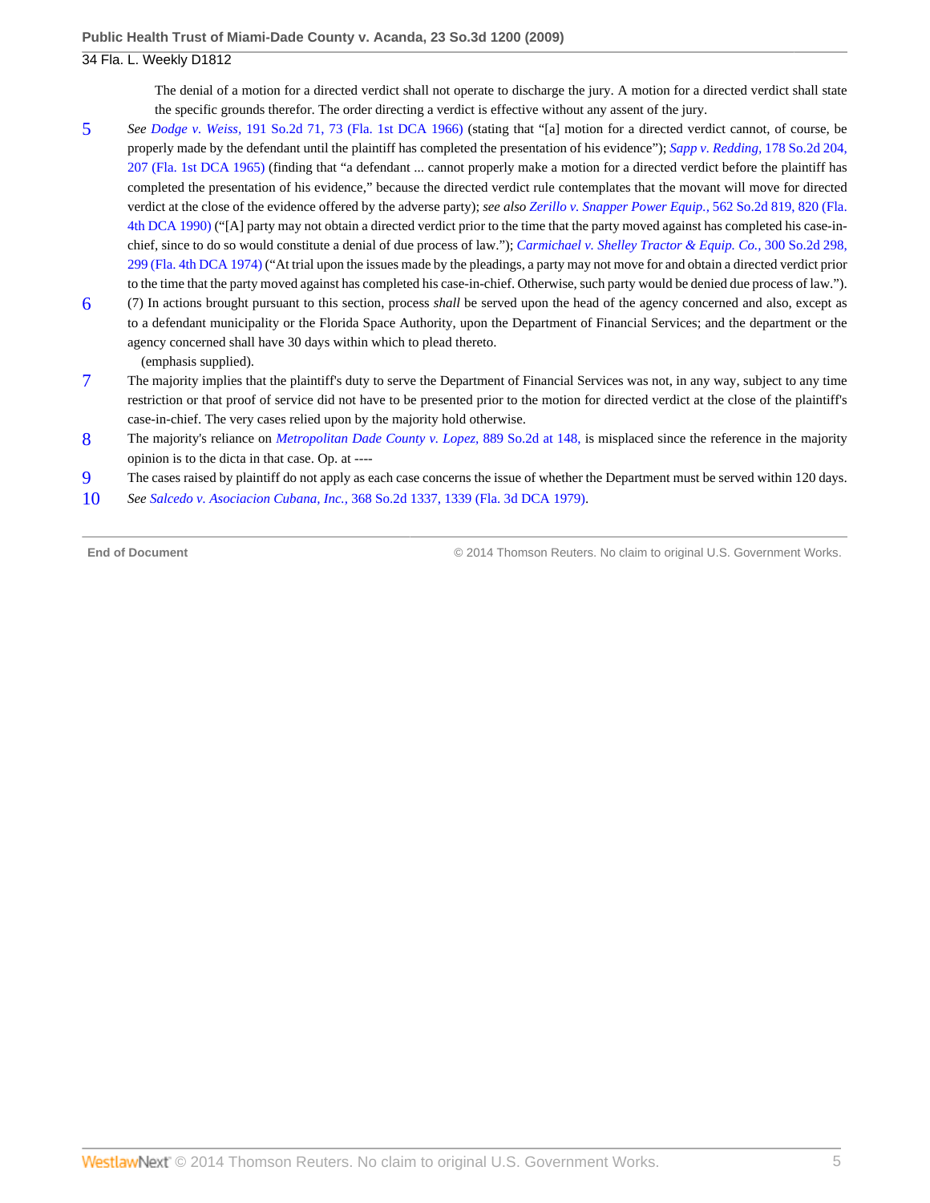The denial of a motion for a directed verdict shall not operate to discharge the jury. A motion for a directed verdict shall state the specific grounds therefor. The order directing a verdict is effective without any assent of the jury.

5 *See Dodge v. Weiss,* 191 So.2d 71, 73 (Fla. 1st DCA 1966) (stating that "[a] motion for a directed verdict cannot, of course, be properly made by the defendant until the plaintiff has completed the presentation of his evidence"); *Sapp v. Redding,* 178 So.2d 204, 207 (Fla. 1st DCA 1965) (finding that "a defendant ... cannot properly make a motion for a directed verdict before the plaintiff has completed the presentation of his evidence," because the directed verdict rule contemplates that the movant will move for directed verdict at the close of the evidence offered by the adverse party); *see also Zerillo v. Snapper Power Equip.,* 562 So.2d 819, 820 (Fla. 4th DCA 1990) ("[A] party may not obtain a directed verdict prior to the time that the party moved against has completed his case-in-chief, since to do so would constitute a denial of due process of law."); *Carmichael v. Shelley Tractor & Equip. Co.,* 300 So.2d 298, 299 (Fla. 4th DCA 1974) ("At trial upon the issues made by the pleadings, a party may not move for and obtain a directed verdict prior to the time that the party moved against has completed his case-in-chief. Otherwise, such party would be denied due process of law.").

6 (7) In actions brought pursuant to this section, process *shall* be served upon the head of the agency concerned and also, except as to a defendant municipality or the Florida Space Authority, upon the Department of Financial Services; and the department or the agency concerned shall have 30 days within which to plead thereto.

(emphasis supplied).

7 The majority implies that the plaintiff's duty to serve the Department of Financial Services was not, in any way, subject to any time restriction or that proof of service did not have to be presented prior to the motion for directed verdict at the close of the plaintiff's case-in-chief. The very cases relied upon by the majority hold otherwise.

8 The majority's reliance on *Metropolitan Dade County v. Lopez,* 889 So.2d at 148, is misplaced since the reference in the majority opinion is to the dicta in that case. Op. at ----

9 The cases raised by plaintiff do not apply as each case concerns the issue of whether the Department must be served within 120 days.

10 *See Salcedo v. Asociacion Cubana, Inc.,* 368 So.2d 1337, 1339 (Fla. 3d DCA 1979).

End of Document